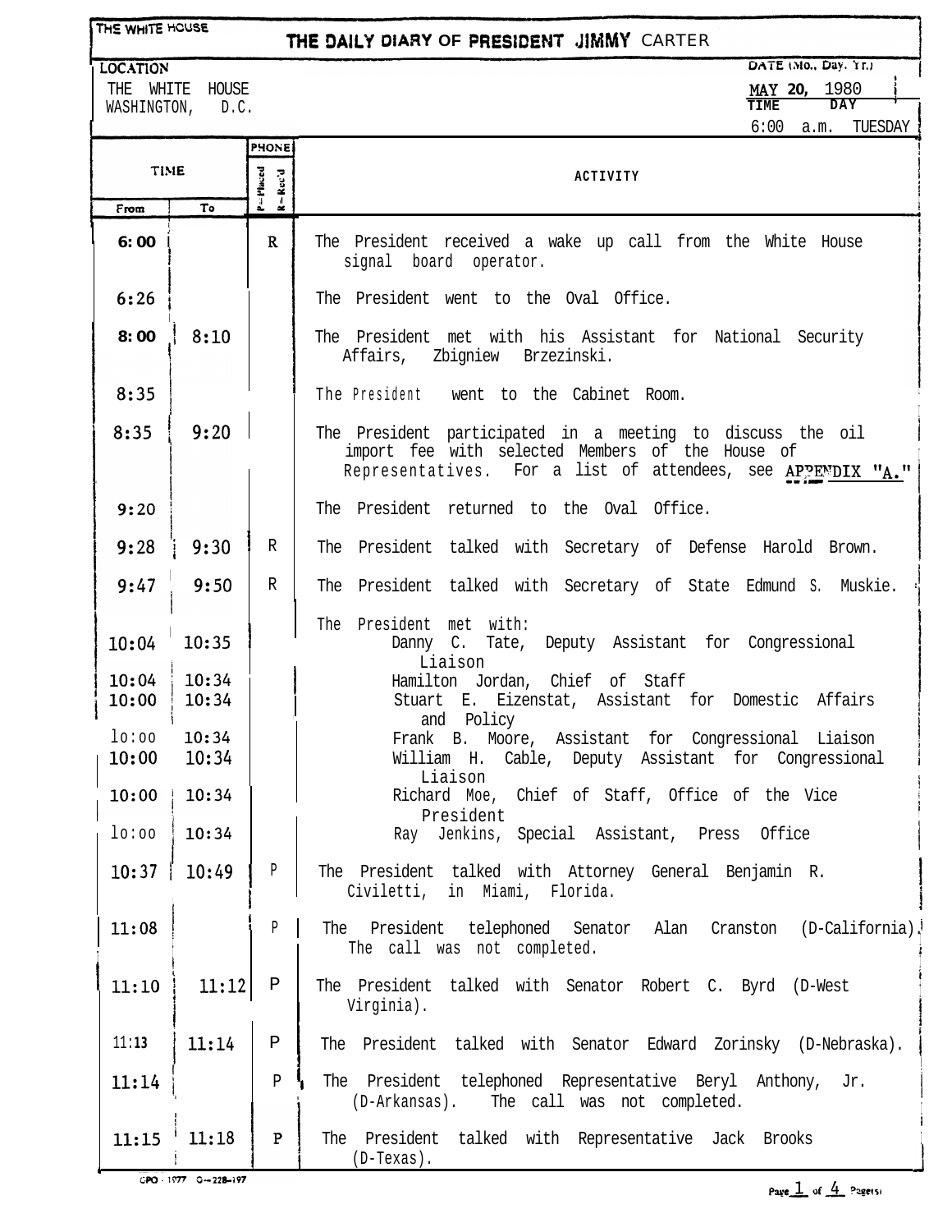THE WHITE HOUSE

# THE DAILY DIARY OF PRESIDENT JIMMY CARTER

**LOCATION**
THE WHITE HOUSE
WASHINGTON, D.C.

**DATE (Mo., Day, Yr.)**
MAY 20, 1980

**TIME** 6:00 a.m. **DAY** TUESDAY

| TIME From | TIME To | PHONE P=Placed R=Rec'd | ACTIVITY |
|---|---|---|---|
| 6:00 | | R | The President received a wake up call from the White House signal board operator. |
| 6:26 | | | The President went to the Oval Office. |
| 8:00 | 8:10 | | The President met with his Assistant for National Security Affairs, Zbigniew Brzezinski. |
| 8:35 | | | The President went to the Cabinet Room. |
| 8:35 | 9:20 | | The President participated in a meeting to discuss the oil import fee with selected Members of the House of Representatives. For a list of attendees, see APPENDIX "A." |
| 9:20 | | | The President returned to the Oval Office. |
| 9:28 | 9:30 | R | The President talked with Secretary of Defense Harold Brown. |
| 9:47 | 9:50 | R | The President talked with Secretary of State Edmund S. Muskie. |
| | | | The President met with: |
| 10:04 | 10:35 | | Danny C. Tate, Deputy Assistant for Congressional Liaison |
| 10:04 | 10:34 | | Hamilton Jordan, Chief of Staff |
| 10:00 | 10:34 | | Stuart E. Eizenstat, Assistant for Domestic Affairs and Policy |
| 10:00 | 10:34 | | Frank B. Moore, Assistant for Congressional Liaison |
| 10:00 | 10:34 | | William H. Cable, Deputy Assistant for Congressional Liaison |
| 10:00 | 10:34 | | Richard Moe, Chief of Staff, Office of the Vice President |
| 10:00 | 10:34 | | Ray Jenkins, Special Assistant, Press Office |
| 10:37 | 10:49 | P | The President talked with Attorney General Benjamin R. Civiletti, in Miami, Florida. |
| 11:08 | | P | The President telephoned Senator Alan Cranston (D-California). The call was not completed. |
| 11:10 | 11:12 | P | The President talked with Senator Robert C. Byrd (D-West Virginia). |
| 11:13 | 11:14 | P | The President talked with Senator Edward Zorinsky (D-Nebraska). |
| 11:14 | | P | The President telephoned Representative Beryl Anthony, Jr. (D-Arkansas). The call was not completed. |
| 11:15 | 11:18 | P | The President talked with Representative Jack Brooks (D-Texas). |

GPO : 1977 O—228-197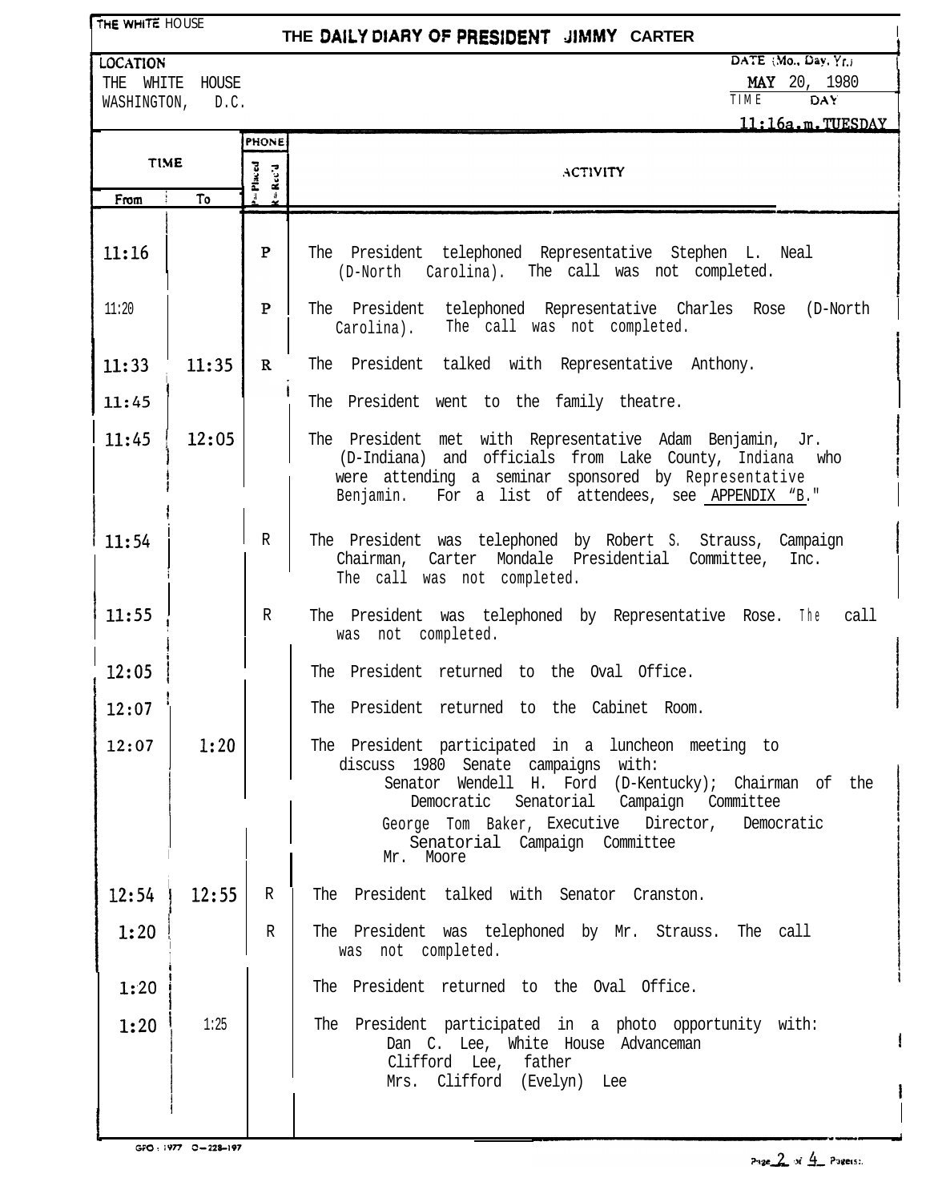THE WHITE HOUSE

# THE DAILY DIARY OF PRESIDENT JIMMY CARTER

**LOCATION**
THE WHITE HOUSE
WASHINGTON, D.C.

**DATE (Mo., Day, Yr.)** MAY 20, 1980
**TIME** 11:16a.m. **DAY** TUESDAY

| TIME From | TIME To | PHONE (P=Placed R=Rec'd) | ACTIVITY |
|---|---|---|---|
| 11:16 | | P | The President telephoned Representative Stephen L. Neal (D-North Carolina). The call was not completed. |
| 11:20 | | P | The President telephoned Representative Charles Rose (D-North Carolina). The call was not completed. |
| 11:33 | 11:35 | R | The President talked with Representative Anthony. |
| 11:45 | | | The President went to the family theatre. |
| 11:45 | 12:05 | | The President met with Representative Adam Benjamin, Jr. (D-Indiana) and officials from Lake County, Indiana who were attending a seminar sponsored by Representative Benjamin. For a list of attendees, see APPENDIX "B." |
| 11:54 | | R | The President was telephoned by Robert S. Strauss, Campaign Chairman, Carter Mondale Presidential Committee, Inc. The call was not completed. |
| 11:55 | | R | The President was telephoned by Representative Rose. The call was not completed. |
| 12:05 | | | The President returned to the Oval Office. |
| 12:07 | | | The President returned to the Cabinet Room. |
| 12:07 | 1:20 | | The President participated in a luncheon meeting to discuss 1980 Senate campaigns with: Senator Wendell H. Ford (D-Kentucky); Chairman of the Democratic Senatorial Campaign Committee; George Tom Baker, Executive Director, Democratic Senatorial Campaign Committee; Mr. Moore |
| 12:54 | 12:55 | R | The President talked with Senator Cranston. |
| 1:20 | | R | The President was telephoned by Mr. Strauss. The call was not completed. |
| 1:20 | | | The President returned to the Oval Office. |
| 1:20 | 1:25 | | The President participated in a photo opportunity with: Dan C. Lee, White House Advanceman; Clifford Lee, father; Mrs. Clifford (Evelyn) Lee |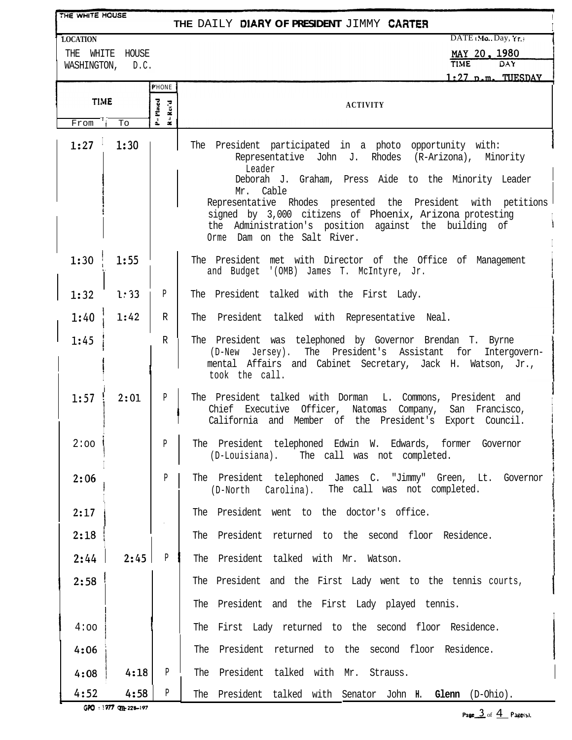THE WHITE HOUSE

# THE DAILY DIARY OF PRESIDENT JIMMY CARTER

**LOCATION**
THE WHITE HOUSE
WASHINGTON, D.C.

DATE (Mo., Day, Yr.)
MAY 20, 1980

TIME: 1:27 p.m.
DAY: TUESDAY

| TIME From | TIME To | PHONE P=Placed R=Rec'd | ACTIVITY |
|---|---|---|---|
| 1:27 | 1:30 | | The President participated in a photo opportunity with: Representative John J. Rhodes (R-Arizona), Minority Leader; Deborah J. Graham, Press Aide to the Minority Leader; Mr. Cable. Representative Rhodes presented the President with petitions signed by 3,000 citizens of Phoenix, Arizona protesting the Administration's position against the building of Orme Dam on the Salt River. |
| 1:30 | 1:55 | | The President met with Director of the Office of Management and Budget (OMB) James T. McIntyre, Jr. |
| 1:32 | 1:33 | P | The President talked with the First Lady. |
| 1:40 | 1:42 | R | The President talked with Representative Neal. |
| 1:45 | | R | The President was telephoned by Governor Brendan T. Byrne (D-New Jersey). The President's Assistant for Intergovernmental Affairs and Cabinet Secretary, Jack H. Watson, Jr., took the call. |
| 1:57 | 2:01 | P | The President talked with Dorman L. Commons, President and Chief Executive Officer, Natomas Company, San Francisco, California and Member of the President's Export Council. |
| 2:00 | | P | The President telephoned Edwin W. Edwards, former Governor (D-Louisiana). The call was not completed. |
| 2:06 | | P | The President telephoned James C. "Jimmy" Green, Lt. Governor (D-North Carolina). The call was not completed. |
| 2:17 | | | The President went to the doctor's office. |
| 2:18 | | | The President returned to the second floor Residence. |
| 2:44 | 2:45 | P | The President talked with Mr. Watson. |
| 2:58 | | | The President and the First Lady went to the tennis courts. |
| | | | The President and the First Lady played tennis. |
| 4:00 | | | The First Lady returned to the second floor Residence. |
| 4:06 | | | The President returned to the second floor Residence. |
| 4:08 | 4:18 | P | The President talked with Mr. Strauss. |
| 4:52 | 4:58 | P | The President talked with Senator John H. Glenn (D-Ohio). |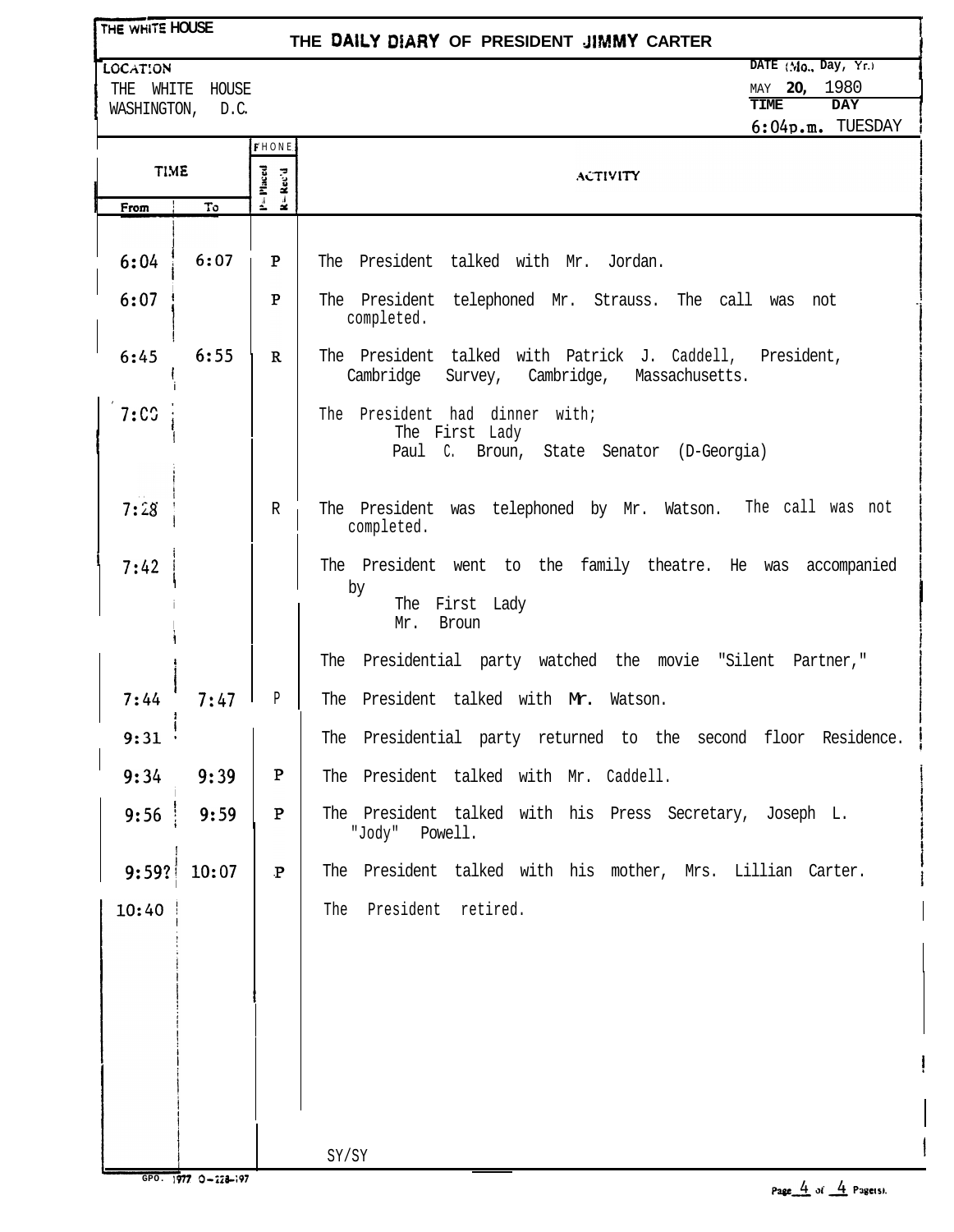THE WHITE HOUSE

# THE DAILY DIARY OF PRESIDENT JIMMY CARTER

| LOCATION | DATE (Mo., Day, Yr.) |
|---|---|
| THE WHITE HOUSE WASHINGTON, D.C. | MAY 20, 1980 |
| | TIME: 6:04p.m. DAY: TUESDAY |

| TIME From | TIME To | PHONE P=Placed R=Rec'd | ACTIVITY |
|---|---|---|---|
| 6:04 | 6:07 | P | The President talked with Mr. Jordan. |
| 6:07 | | P | The President telephoned Mr. Strauss. The call was not completed. |
| 6:45 | 6:55 | R | The President talked with Patrick J. Caddell, President, Cambridge Survey, Cambridge, Massachusetts. |
| 7:00 | | | The President had dinner with; The First Lady; Paul C. Broun, State Senator (D-Georgia) |
| 7:28 | | R | The President was telephoned by Mr. Watson. The call was not completed. |
| 7:42 | | | The President went to the family theatre. He was accompanied by The First Lady; Mr. Broun |
| | | | The Presidential party watched the movie "Silent Partner," |
| 7:44 | 7:47 | P | The President talked with Mr. Watson. |
| 9:31 | | | The Presidential party returned to the second floor Residence. |
| 9:34 | 9:39 | P | The President talked with Mr. Caddell. |
| 9:56 | 9:59 | P | The President talked with his Press Secretary, Joseph L. "Jody" Powell. |
| 9:59? | 10:07 | P | The President talked with his mother, Mrs. Lillian Carter. |
| 10:40 | | | The President retired. |

SY/SY